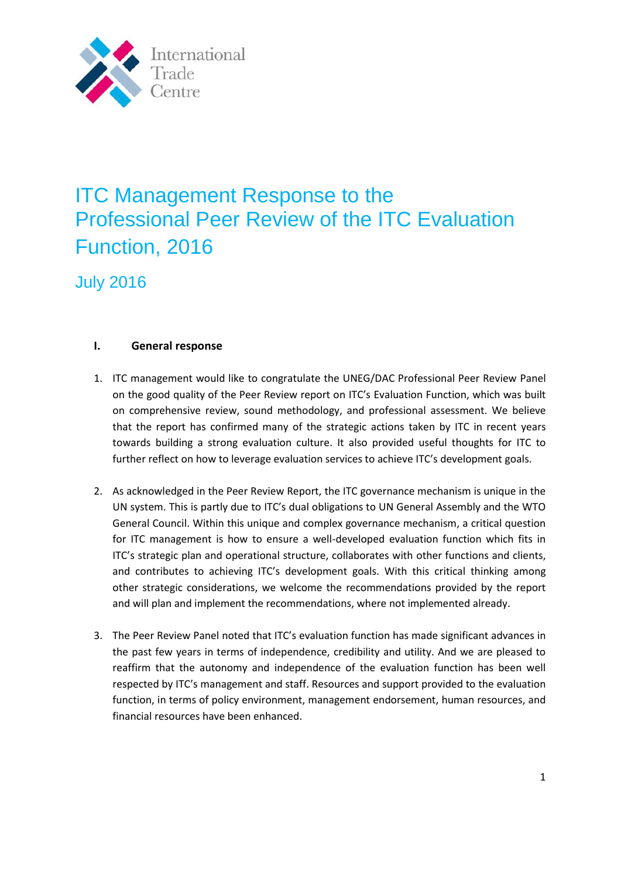International Trade Centre

# ITC Management Response to the Professional Peer Review of the ITC Evaluation Function, 2016

## July 2016

### I. General response

1. ITC management would like to congratulate the UNEG/DAC Professional Peer Review Panel on the good quality of the Peer Review report on ITC's Evaluation Function, which was built on comprehensive review, sound methodology, and professional assessment. We believe that the report has confirmed many of the strategic actions taken by ITC in recent years towards building a strong evaluation culture. It also provided useful thoughts for ITC to further reflect on how to leverage evaluation services to achieve ITC's development goals.

2. As acknowledged in the Peer Review Report, the ITC governance mechanism is unique in the UN system. This is partly due to ITC's dual obligations to UN General Assembly and the WTO General Council. Within this unique and complex governance mechanism, a critical question for ITC management is how to ensure a well-developed evaluation function which fits in ITC's strategic plan and operational structure, collaborates with other functions and clients, and contributes to achieving ITC's development goals. With this critical thinking among other strategic considerations, we welcome the recommendations provided by the report and will plan and implement the recommendations, where not implemented already.

3. The Peer Review Panel noted that ITC's evaluation function has made significant advances in the past few years in terms of independence, credibility and utility. And we are pleased to reaffirm that the autonomy and independence of the evaluation function has been well respected by ITC's management and staff. Resources and support provided to the evaluation function, in terms of policy environment, management endorsement, human resources, and financial resources have been enhanced.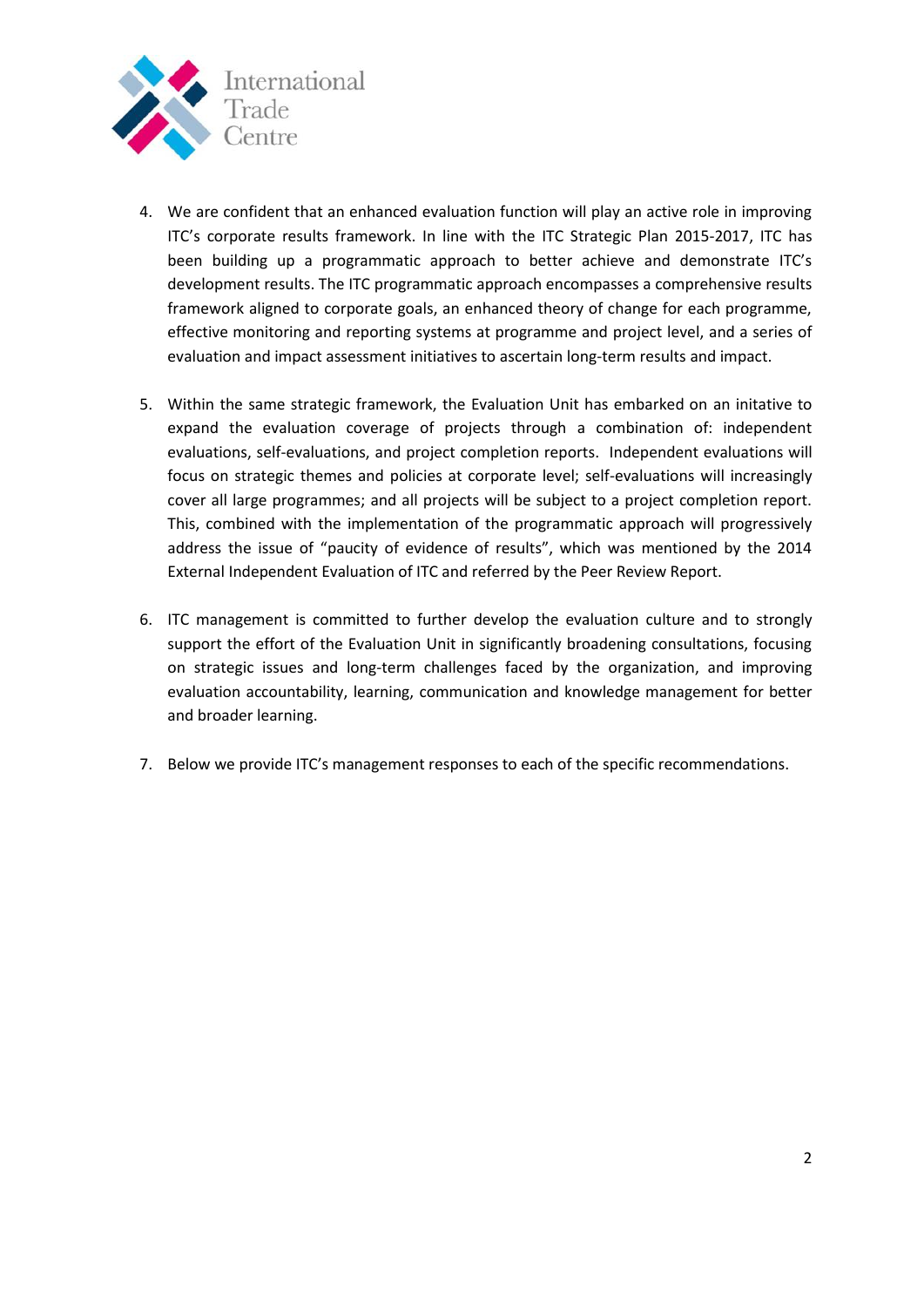4. We are confident that an enhanced evaluation function will play an active role in improving ITC's corporate results framework. In line with the ITC Strategic Plan 2015-2017, ITC has been building up a programmatic approach to better achieve and demonstrate ITC's development results. The ITC programmatic approach encompasses a comprehensive results framework aligned to corporate goals, an enhanced theory of change for each programme, effective monitoring and reporting systems at programme and project level, and a series of evaluation and impact assessment initiatives to ascertain long-term results and impact.

5. Within the same strategic framework, the Evaluation Unit has embarked on an initative to expand the evaluation coverage of projects through a combination of: independent evaluations, self-evaluations, and project completion reports. Independent evaluations will focus on strategic themes and policies at corporate level; self-evaluations will increasingly cover all large programmes; and all projects will be subject to a project completion report. This, combined with the implementation of the programmatic approach will progressively address the issue of "paucity of evidence of results", which was mentioned by the 2014 External Independent Evaluation of ITC and referred by the Peer Review Report.

6. ITC management is committed to further develop the evaluation culture and to strongly support the effort of the Evaluation Unit in significantly broadening consultations, focusing on strategic issues and long-term challenges faced by the organization, and improving evaluation accountability, learning, communication and knowledge management for better and broader learning.

7. Below we provide ITC's management responses to each of the specific recommendations.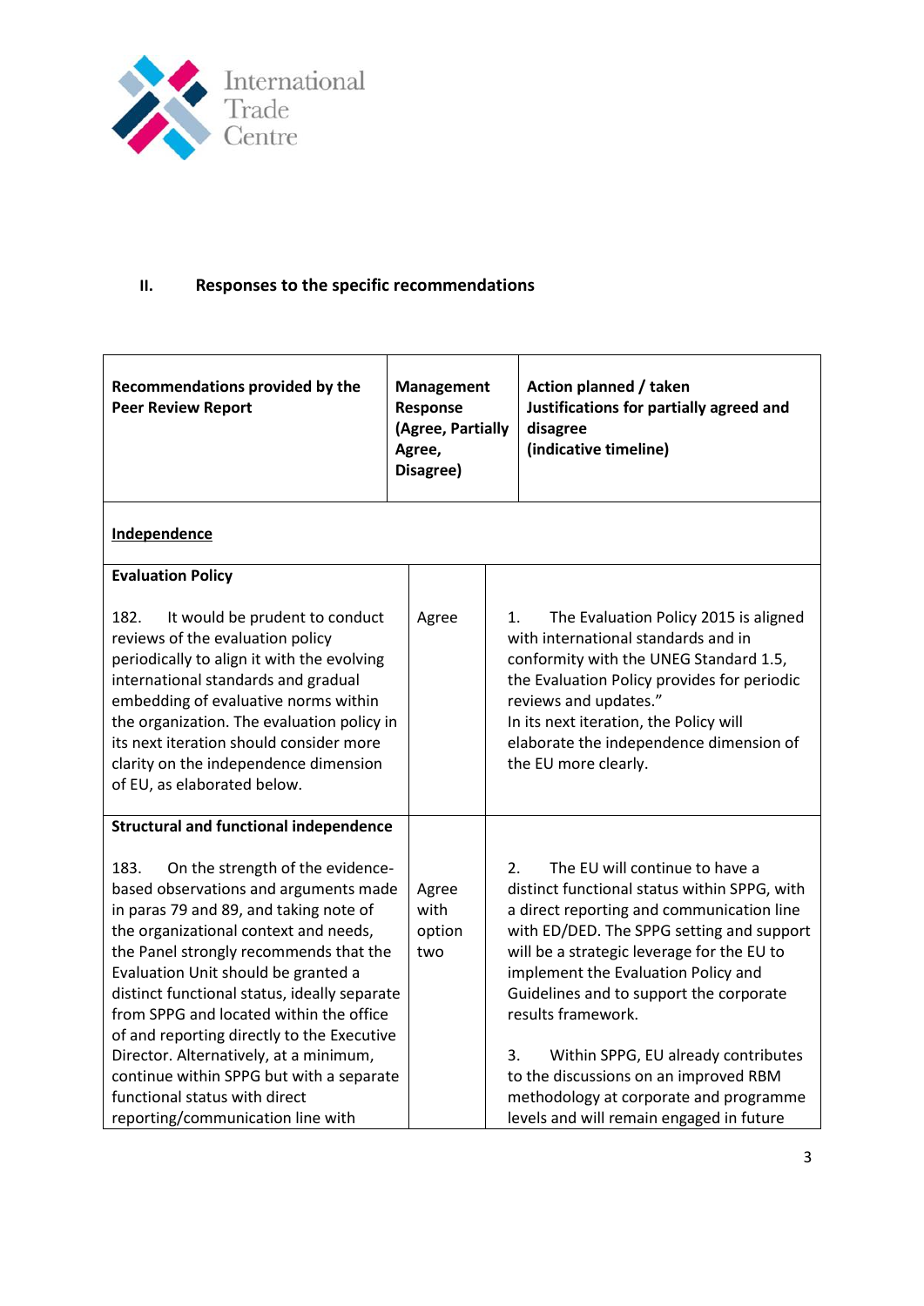## II. Responses to the specific recommendations

| Recommendations provided by the Peer Review Report | Management Response (Agree, Partially Agree, Disagree) | Action planned / taken Justifications for partially agreed and disagree (indicative timeline) |
|---|---|---|
| **Independence** | | |
| **Evaluation Policy**<br><br>182. It would be prudent to conduct reviews of the evaluation policy periodically to align it with the evolving international standards and gradual embedding of evaluative norms within the organization. The evaluation policy in its next iteration should consider more clarity on the independence dimension of EU, as elaborated below. | Agree | 1. The Evaluation Policy 2015 is aligned with international standards and in conformity with the UNEG Standard 1.5, the Evaluation Policy provides for periodic reviews and updates."<br>In its next iteration, the Policy will elaborate the independence dimension of the EU more clearly. |
| **Structural and functional independence**<br><br>183. On the strength of the evidence-based observations and arguments made in paras 79 and 89, and taking note of the organizational context and needs, the Panel strongly recommends that the Evaluation Unit should be granted a distinct functional status, ideally separate from SPPG and located within the office of and reporting directly to the Executive Director. Alternatively, at a minimum, continue within SPPG but with a separate functional status with direct reporting/communication line with | Agree with option two | 2. The EU will continue to have a distinct functional status within SPPG, with a direct reporting and communication line with ED/DED. The SPPG setting and support will be a strategic leverage for the EU to implement the Evaluation Policy and Guidelines and to support the corporate results framework.<br><br>3. Within SPPG, EU already contributes to the discussions on an improved RBM methodology at corporate and programme levels and will remain engaged in future |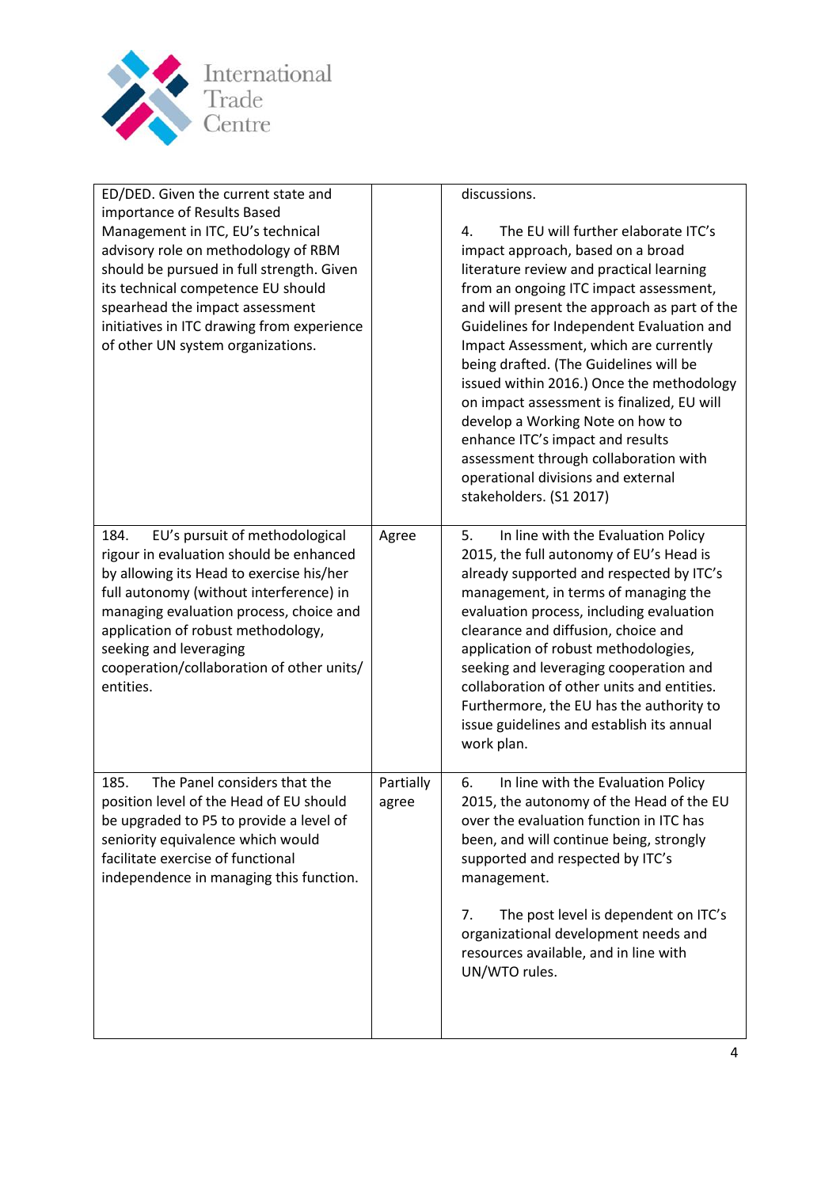| | | |
|---|---|---|
| ED/DED. Given the current state and importance of Results Based Management in ITC, EU's technical advisory role on methodology of RBM should be pursued in full strength. Given its technical competence EU should spearhead the impact assessment initiatives in ITC drawing from experience of other UN system organizations. | | discussions.<br><br>4. The EU will further elaborate ITC's impact approach, based on a broad literature review and practical learning from an ongoing ITC impact assessment, and will present the approach as part of the Guidelines for Independent Evaluation and Impact Assessment, which are currently being drafted. (The Guidelines will be issued within 2016.) Once the methodology on impact assessment is finalized, EU will develop a Working Note on how to enhance ITC's impact and results assessment through collaboration with operational divisions and external stakeholders. (S1 2017) |
| 184. EU's pursuit of methodological rigour in evaluation should be enhanced by allowing its Head to exercise his/her full autonomy (without interference) in managing evaluation process, choice and application of robust methodology, seeking and leveraging cooperation/collaboration of other units/ entities. | Agree | 5. In line with the Evaluation Policy 2015, the full autonomy of EU's Head is already supported and respected by ITC's management, in terms of managing the evaluation process, including evaluation clearance and diffusion, choice and application of robust methodologies, seeking and leveraging cooperation and collaboration of other units and entities. Furthermore, the EU has the authority to issue guidelines and establish its annual work plan. |
| 185. The Panel considers that the position level of the Head of EU should be upgraded to P5 to provide a level of seniority equivalence which would facilitate exercise of functional independence in managing this function. | Partially agree | 6. In line with the Evaluation Policy 2015, the autonomy of the Head of the EU over the evaluation function in ITC has been, and will continue being, strongly supported and respected by ITC's management.<br><br>7. The post level is dependent on ITC's organizational development needs and resources available, and in line with UN/WTO rules. |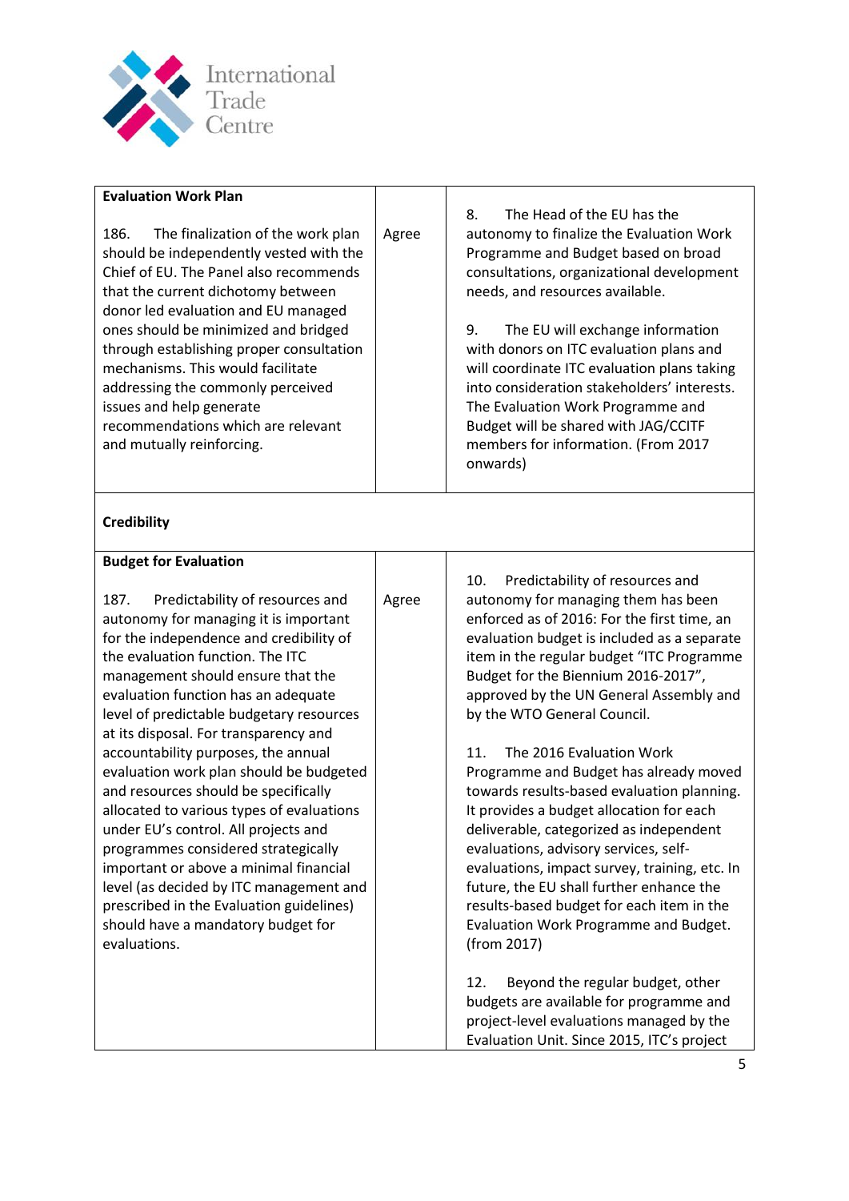| | | |
|---|---|---|
| **Evaluation Work Plan**<br><br>186. The finalization of the work plan should be independently vested with the Chief of EU. The Panel also recommends that the current dichotomy between donor led evaluation and EU managed ones should be minimized and bridged through establishing proper consultation mechanisms. This would facilitate addressing the commonly perceived issues and help generate recommendations which are relevant and mutually reinforcing. | Agree | 8. The Head of the EU has the autonomy to finalize the Evaluation Work Programme and Budget based on broad consultations, organizational development needs, and resources available.<br><br>9. The EU will exchange information with donors on ITC evaluation plans and will coordinate ITC evaluation plans taking into consideration stakeholders' interests. The Evaluation Work Programme and Budget will be shared with JAG/CCITF members for information. (From 2017 onwards) |
| **Credibility** | | |
| **Budget for Evaluation**<br><br>187. Predictability of resources and autonomy for managing it is important for the independence and credibility of the evaluation function. The ITC management should ensure that the evaluation function has an adequate level of predictable budgetary resources at its disposal. For transparency and accountability purposes, the annual evaluation work plan should be budgeted and resources should be specifically allocated to various types of evaluations under EU's control. All projects and programmes considered strategically important or above a minimal financial level (as decided by ITC management and prescribed in the Evaluation guidelines) should have a mandatory budget for evaluations. | Agree | 10. Predictability of resources and autonomy for managing them has been enforced as of 2016: For the first time, an evaluation budget is included as a separate item in the regular budget "ITC Programme Budget for the Biennium 2016-2017", approved by the UN General Assembly and by the WTO General Council.<br><br>11. The 2016 Evaluation Work Programme and Budget has already moved towards results-based evaluation planning. It provides a budget allocation for each deliverable, categorized as independent evaluations, advisory services, self-evaluations, impact survey, training, etc. In future, the EU shall further enhance the results-based budget for each item in the Evaluation Work Programme and Budget. (from 2017)<br><br>12. Beyond the regular budget, other budgets are available for programme and project-level evaluations managed by the Evaluation Unit. Since 2015, ITC's project |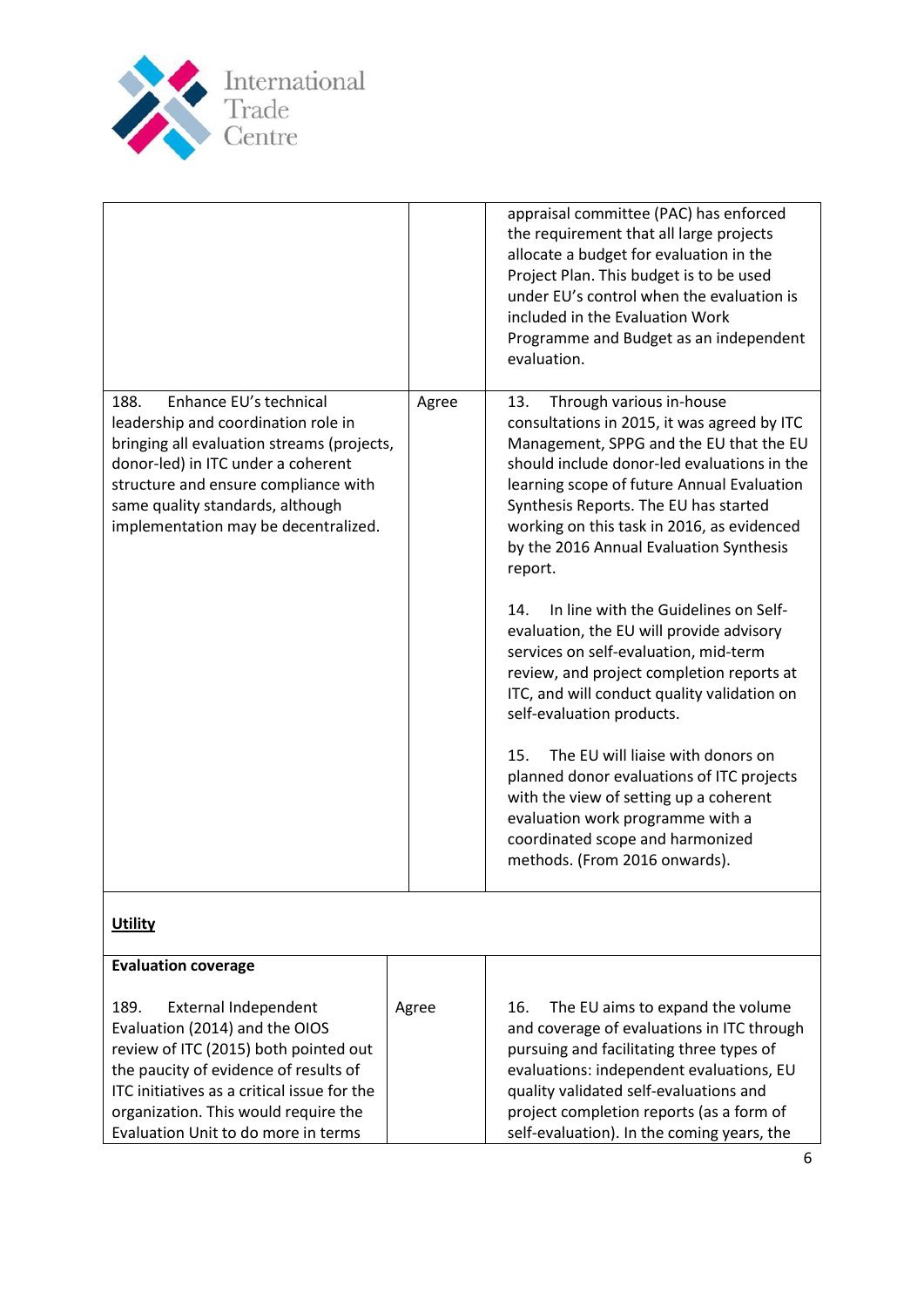| | | |
|---|---|---|
| | | appraisal committee (PAC) has enforced the requirement that all large projects allocate a budget for evaluation in the Project Plan. This budget is to be used under EU's control when the evaluation is included in the Evaluation Work Programme and Budget as an independent evaluation. |
| 188. Enhance EU's technical leadership and coordination role in bringing all evaluation streams (projects, donor-led) in ITC under a coherent structure and ensure compliance with same quality standards, although implementation may be decentralized. | Agree | 13. Through various in-house consultations in 2015, it was agreed by ITC Management, SPPG and the EU that the EU should include donor-led evaluations in the learning scope of future Annual Evaluation Synthesis Reports. The EU has started working on this task in 2016, as evidenced by the 2016 Annual Evaluation Synthesis report.<br><br>14. In line with the Guidelines on Self-evaluation, the EU will provide advisory services on self-evaluation, mid-term review, and project completion reports at ITC, and will conduct quality validation on self-evaluation products.<br><br>15. The EU will liaise with donors on planned donor evaluations of ITC projects with the view of setting up a coherent evaluation work programme with a coordinated scope and harmonized methods. (From 2016 onwards). |
| **Utility** | | |
| **Evaluation coverage**<br><br>189. External Independent Evaluation (2014) and the OIOS review of ITC (2015) both pointed out the paucity of evidence of results of ITC initiatives as a critical issue for the organization. This would require the Evaluation Unit to do more in terms | Agree | 16. The EU aims to expand the volume and coverage of evaluations in ITC through pursuing and facilitating three types of evaluations: independent evaluations, EU quality validated self-evaluations and project completion reports (as a form of self-evaluation). In the coming years, the |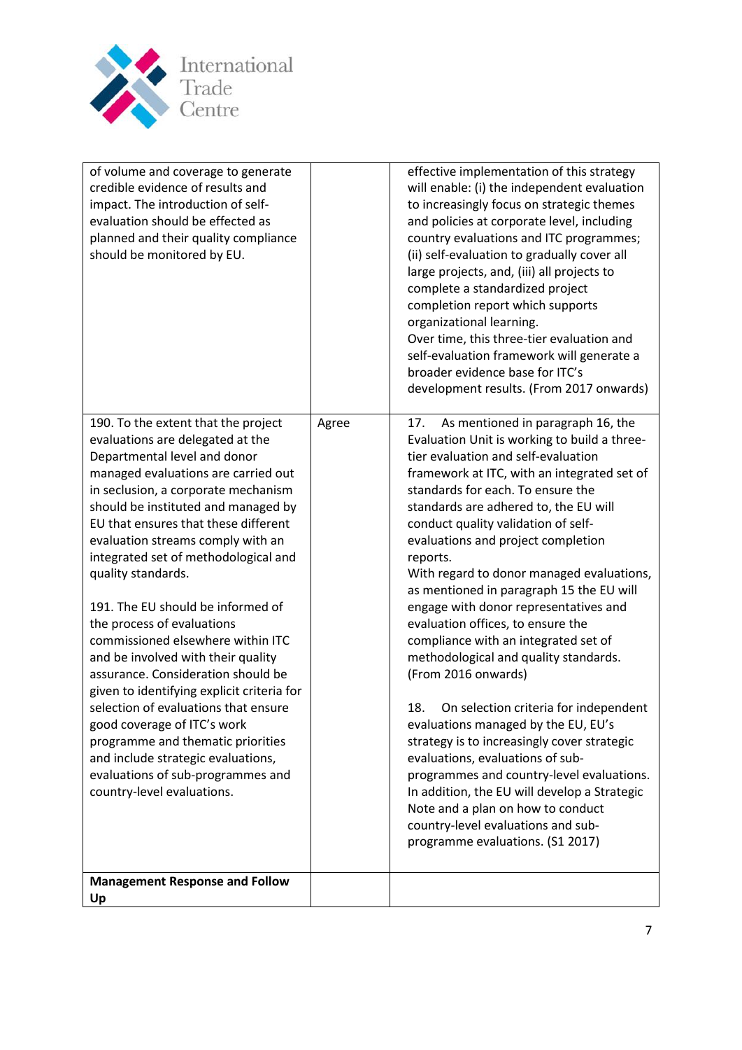| | | |
|---|---|---|
| of volume and coverage to generate credible evidence of results and impact. The introduction of self-evaluation should be effected as planned and their quality compliance should be monitored by EU. | | effective implementation of this strategy will enable: (i) the independent evaluation to increasingly focus on strategic themes and policies at corporate level, including country evaluations and ITC programmes; (ii) self-evaluation to gradually cover all large projects, and, (iii) all projects to complete a standardized project completion report which supports organizational learning.<br>Over time, this three-tier evaluation and self-evaluation framework will generate a broader evidence base for ITC's development results. (From 2017 onwards) |
| 190. To the extent that the project evaluations are delegated at the Departmental level and donor managed evaluations are carried out in seclusion, a corporate mechanism should be instituted and managed by EU that ensures that these different evaluation streams comply with an integrated set of methodological and quality standards.<br><br>191. The EU should be informed of the process of evaluations commissioned elsewhere within ITC and be involved with their quality assurance. Consideration should be given to identifying explicit criteria for selection of evaluations that ensure good coverage of ITC's work programme and thematic priorities and include strategic evaluations, evaluations of sub-programmes and country-level evaluations. | Agree | 17. As mentioned in paragraph 16, the Evaluation Unit is working to build a three-tier evaluation and self-evaluation framework at ITC, with an integrated set of standards for each. To ensure the standards are adhered to, the EU will conduct quality validation of self-evaluations and project completion reports.<br>With regard to donor managed evaluations, as mentioned in paragraph 15 the EU will engage with donor representatives and evaluation offices, to ensure the compliance with an integrated set of methodological and quality standards. (From 2016 onwards)<br><br>18. On selection criteria for independent evaluations managed by the EU, EU's strategy is to increasingly cover strategic evaluations, evaluations of sub-programmes and country-level evaluations. In addition, the EU will develop a Strategic Note and a plan on how to conduct country-level evaluations and sub-programme evaluations. (S1 2017) |
| **Management Response and Follow Up** | | |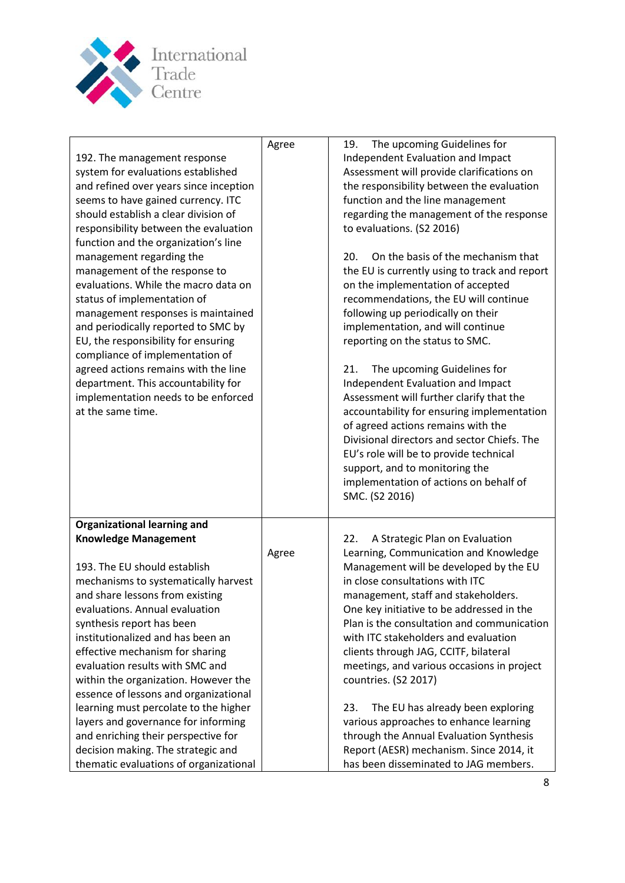| | | |
|---|---|---|
| 192. The management response system for evaluations established and refined over years since inception seems to have gained currency. ITC should establish a clear division of responsibility between the evaluation function and the organization's line management regarding the management of the response to evaluations. While the macro data on status of implementation of management responses is maintained and periodically reported to SMC by EU, the responsibility for ensuring compliance of implementation of agreed actions remains with the line department. This accountability for implementation needs to be enforced at the same time. | Agree | 19. The upcoming Guidelines for Independent Evaluation and Impact Assessment will provide clarifications on the responsibility between the evaluation function and the line management regarding the management of the response to evaluations. (S2 2016)<br><br>20. On the basis of the mechanism that the EU is currently using to track and report on the implementation of accepted recommendations, the EU will continue following up periodically on their implementation, and will continue reporting on the status to SMC.<br><br>21. The upcoming Guidelines for Independent Evaluation and Impact Assessment will further clarify that the accountability for ensuring implementation of agreed actions remains with the Divisional directors and sector Chiefs. The EU's role will be to provide technical support, and to monitoring the implementation of actions on behalf of SMC. (S2 2016) |
| **Organizational learning and Knowledge Management**<br><br>193. The EU should establish mechanisms to systematically harvest and share lessons from existing evaluations. Annual evaluation synthesis report has been institutionalized and has been an effective mechanism for sharing evaluation results with SMC and within the organization. However the essence of lessons and organizational learning must percolate to the higher layers and governance for informing and enriching their perspective for decision making. The strategic and thematic evaluations of organizational | Agree | 22. A Strategic Plan on Evaluation Learning, Communication and Knowledge Management will be developed by the EU in close consultations with ITC management, staff and stakeholders. One key initiative to be addressed in the Plan is the consultation and communication with ITC stakeholders and evaluation clients through JAG, CCITF, bilateral meetings, and various occasions in project countries. (S2 2017)<br><br>23. The EU has already been exploring various approaches to enhance learning through the Annual Evaluation Synthesis Report (AESR) mechanism. Since 2014, it has been disseminated to JAG members. |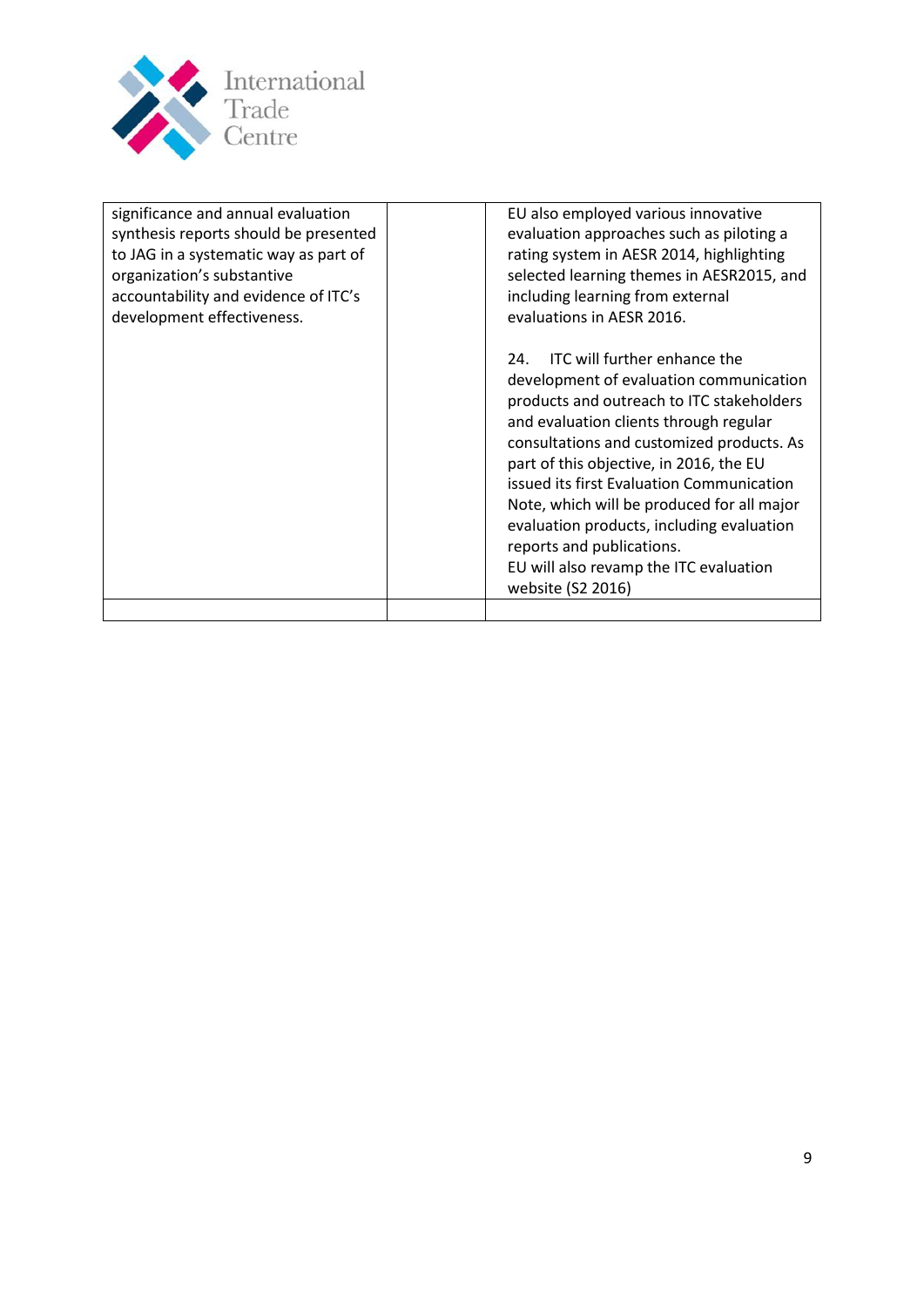| | | |
|---|---|---|
| significance and annual evaluation synthesis reports should be presented to JAG in a systematic way as part of organization's substantive accountability and evidence of ITC's development effectiveness. | | EU also employed various innovative evaluation approaches such as piloting a rating system in AESR 2014, highlighting selected learning themes in AESR2015, and including learning from external evaluations in AESR 2016.<br><br>24. ITC will further enhance the development of evaluation communication products and outreach to ITC stakeholders and evaluation clients through regular consultations and customized products. As part of this objective, in 2016, the EU issued its first Evaluation Communication Note, which will be produced for all major evaluation products, including evaluation reports and publications.<br>EU will also revamp the ITC evaluation website (S2 2016) |
| | | |